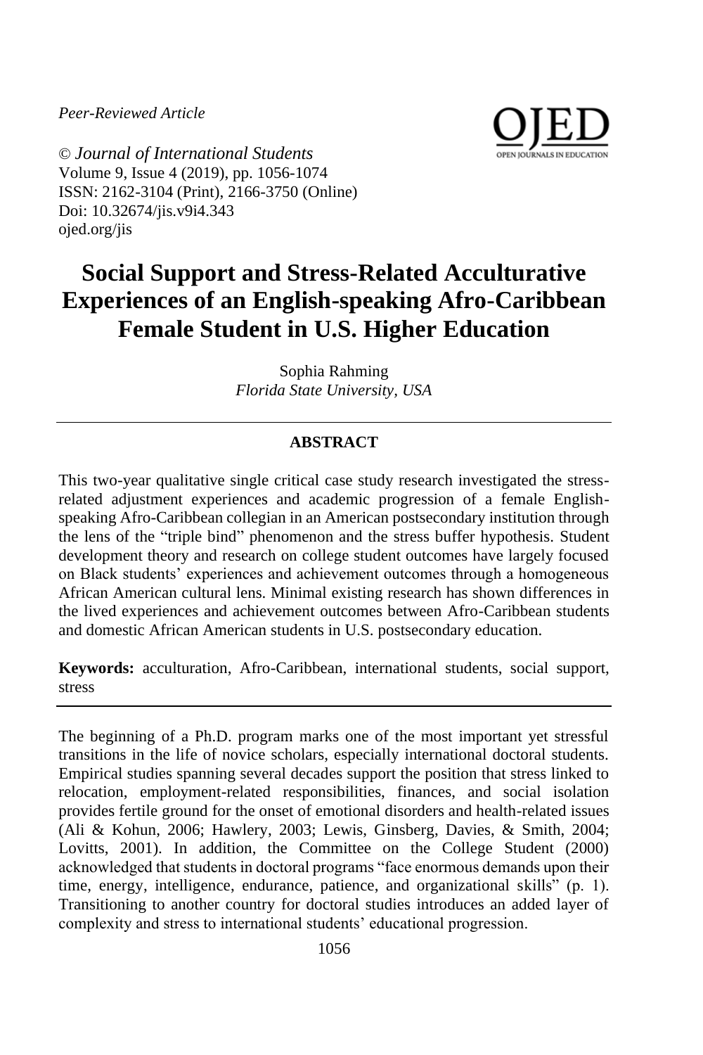*Peer-Reviewed Article*

© *Journal of International Students*
Volume 9, Issue 4 (2019), pp. 1056-1074
ISSN: 2162-3104 (Print), 2166-3750 (Online)
Doi: 10.32674/jis.v9i4.343
ojed.org/jis

# Social Support and Stress-Related Acculturative Experiences of an English-speaking Afro-Caribbean Female Student in U.S. Higher Education

Sophia Rahming
*Florida State University, USA*

## ABSTRACT

This two-year qualitative single critical case study research investigated the stress-related adjustment experiences and academic progression of a female English-speaking Afro-Caribbean collegian in an American postsecondary institution through the lens of the "triple bind" phenomenon and the stress buffer hypothesis. Student development theory and research on college student outcomes have largely focused on Black students' experiences and achievement outcomes through a homogeneous African American cultural lens. Minimal existing research has shown differences in the lived experiences and achievement outcomes between Afro-Caribbean students and domestic African American students in U.S. postsecondary education.

**Keywords:** acculturation, Afro-Caribbean, international students, social support, stress

---

The beginning of a Ph.D. program marks one of the most important yet stressful transitions in the life of novice scholars, especially international doctoral students. Empirical studies spanning several decades support the position that stress linked to relocation, employment-related responsibilities, finances, and social isolation provides fertile ground for the onset of emotional disorders and health-related issues (Ali & Kohun, 2006; Hawlery, 2003; Lewis, Ginsberg, Davies, & Smith, 2004; Lovitts, 2001). In addition, the Committee on the College Student (2000) acknowledged that students in doctoral programs "face enormous demands upon their time, energy, intelligence, endurance, patience, and organizational skills" (p. 1). Transitioning to another country for doctoral studies introduces an added layer of complexity and stress to international students' educational progression.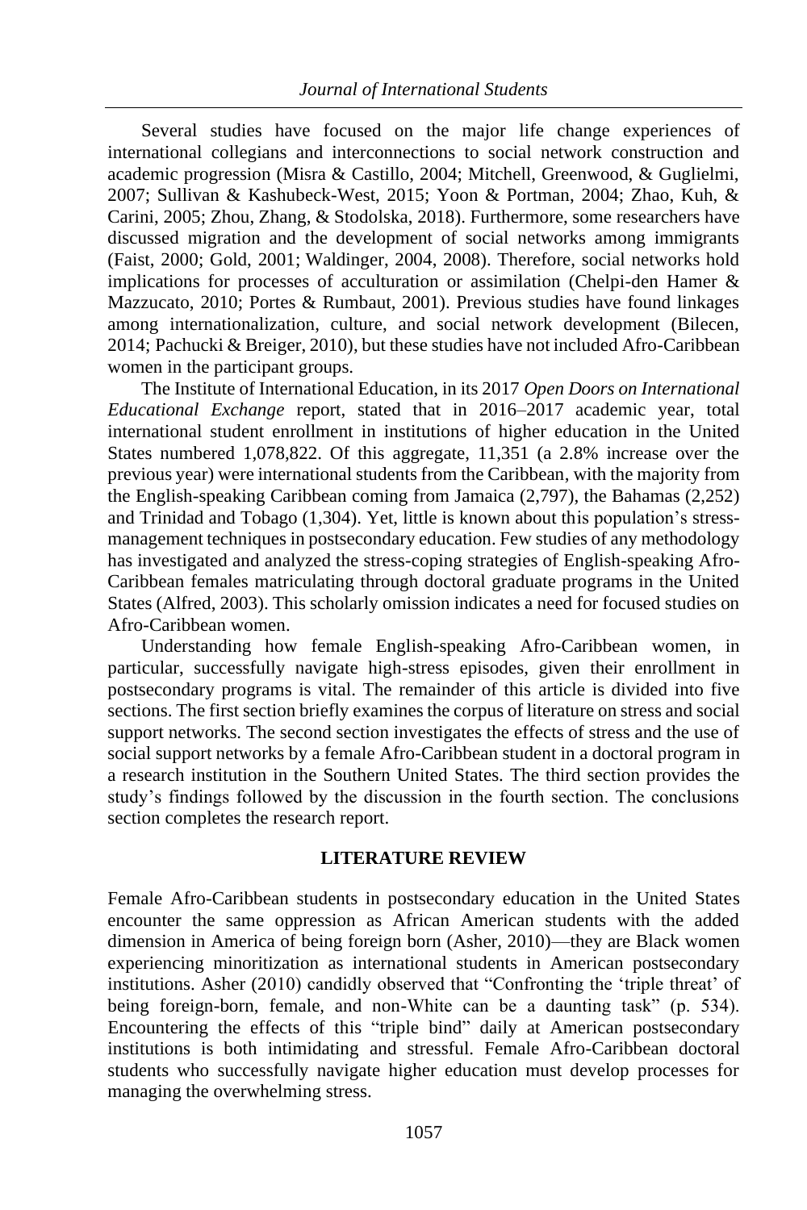Several studies have focused on the major life change experiences of international collegians and interconnections to social network construction and academic progression (Misra & Castillo, 2004; Mitchell, Greenwood, & Guglielmi, 2007; Sullivan & Kashubeck-West, 2015; Yoon & Portman, 2004; Zhao, Kuh, & Carini, 2005; Zhou, Zhang, & Stodolska, 2018). Furthermore, some researchers have discussed migration and the development of social networks among immigrants (Faist, 2000; Gold, 2001; Waldinger, 2004, 2008). Therefore, social networks hold implications for processes of acculturation or assimilation (Chelpi-den Hamer & Mazzucato, 2010; Portes & Rumbaut, 2001). Previous studies have found linkages among internationalization, culture, and social network development (Bilecen, 2014; Pachucki & Breiger, 2010), but these studies have not included Afro-Caribbean women in the participant groups.

The Institute of International Education, in its 2017 *Open Doors on International Educational Exchange* report, stated that in 2016–2017 academic year, total international student enrollment in institutions of higher education in the United States numbered 1,078,822. Of this aggregate, 11,351 (a 2.8% increase over the previous year) were international students from the Caribbean, with the majority from the English-speaking Caribbean coming from Jamaica (2,797), the Bahamas (2,252) and Trinidad and Tobago (1,304). Yet, little is known about this population's stress-management techniques in postsecondary education. Few studies of any methodology has investigated and analyzed the stress-coping strategies of English-speaking Afro-Caribbean females matriculating through doctoral graduate programs in the United States (Alfred, 2003). This scholarly omission indicates a need for focused studies on Afro-Caribbean women.

Understanding how female English-speaking Afro-Caribbean women, in particular, successfully navigate high-stress episodes, given their enrollment in postsecondary programs is vital. The remainder of this article is divided into five sections. The first section briefly examines the corpus of literature on stress and social support networks. The second section investigates the effects of stress and the use of social support networks by a female Afro-Caribbean student in a doctoral program in a research institution in the Southern United States. The third section provides the study's findings followed by the discussion in the fourth section. The conclusions section completes the research report.

## LITERATURE REVIEW

Female Afro-Caribbean students in postsecondary education in the United States encounter the same oppression as African American students with the added dimension in America of being foreign born (Asher, 2010)—they are Black women experiencing minoritization as international students in American postsecondary institutions. Asher (2010) candidly observed that "Confronting the 'triple threat' of being foreign-born, female, and non-White can be a daunting task" (p. 534). Encountering the effects of this "triple bind" daily at American postsecondary institutions is both intimidating and stressful. Female Afro-Caribbean doctoral students who successfully navigate higher education must develop processes for managing the overwhelming stress.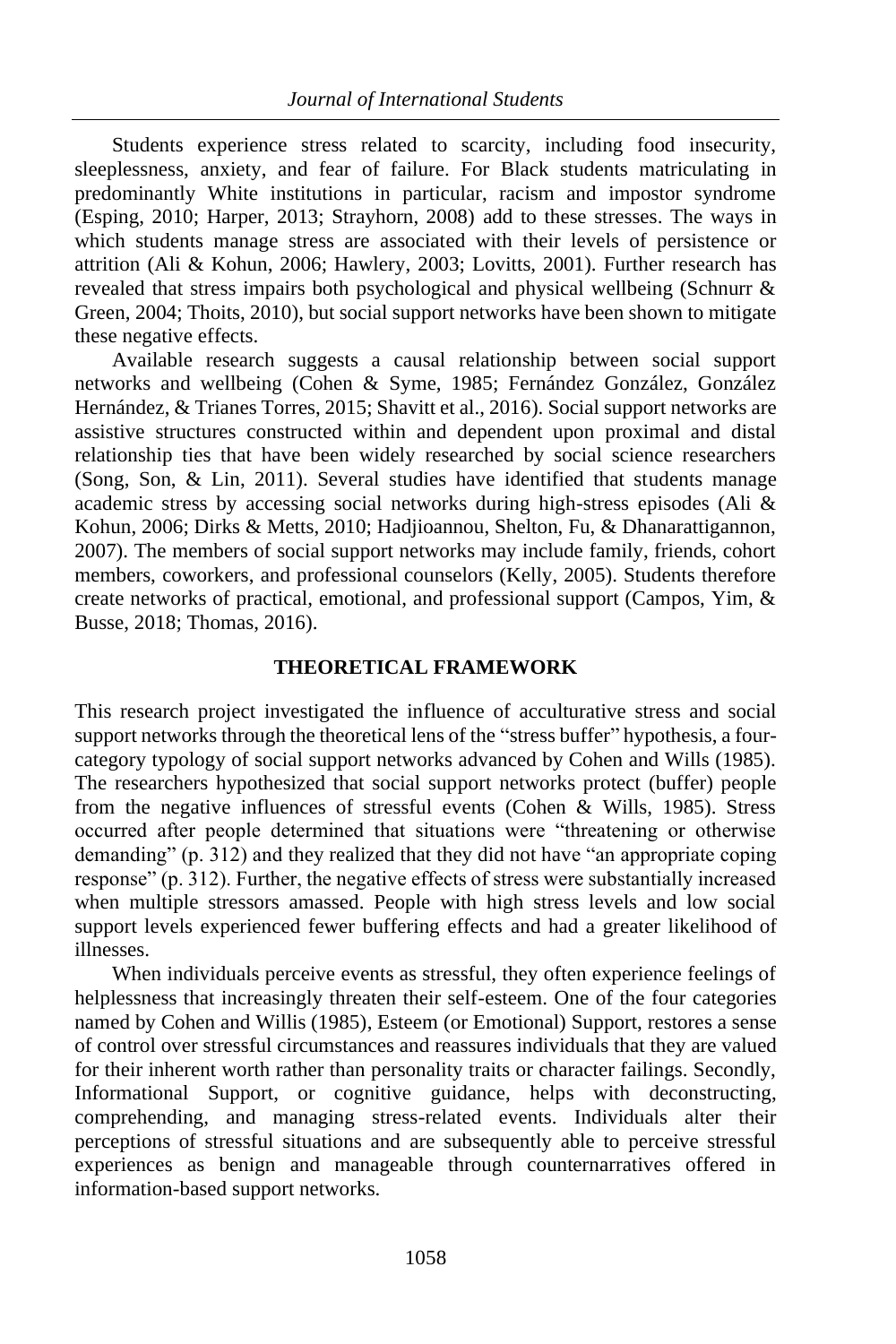Students experience stress related to scarcity, including food insecurity, sleeplessness, anxiety, and fear of failure. For Black students matriculating in predominantly White institutions in particular, racism and impostor syndrome (Esping, 2010; Harper, 2013; Strayhorn, 2008) add to these stresses. The ways in which students manage stress are associated with their levels of persistence or attrition (Ali & Kohun, 2006; Hawlery, 2003; Lovitts, 2001). Further research has revealed that stress impairs both psychological and physical wellbeing (Schnurr & Green, 2004; Thoits, 2010), but social support networks have been shown to mitigate these negative effects.

Available research suggests a causal relationship between social support networks and wellbeing (Cohen & Syme, 1985; Fernández González, González Hernández, & Trianes Torres, 2015; Shavitt et al., 2016). Social support networks are assistive structures constructed within and dependent upon proximal and distal relationship ties that have been widely researched by social science researchers (Song, Son, & Lin, 2011). Several studies have identified that students manage academic stress by accessing social networks during high-stress episodes (Ali & Kohun, 2006; Dirks & Metts, 2010; Hadjioannou, Shelton, Fu, & Dhanarattigannon, 2007). The members of social support networks may include family, friends, cohort members, coworkers, and professional counselors (Kelly, 2005). Students therefore create networks of practical, emotional, and professional support (Campos, Yim, & Busse, 2018; Thomas, 2016).

## THEORETICAL FRAMEWORK

This research project investigated the influence of acculturative stress and social support networks through the theoretical lens of the "stress buffer" hypothesis, a four-category typology of social support networks advanced by Cohen and Wills (1985). The researchers hypothesized that social support networks protect (buffer) people from the negative influences of stressful events (Cohen & Wills, 1985). Stress occurred after people determined that situations were "threatening or otherwise demanding" (p. 312) and they realized that they did not have "an appropriate coping response" (p. 312). Further, the negative effects of stress were substantially increased when multiple stressors amassed. People with high stress levels and low social support levels experienced fewer buffering effects and had a greater likelihood of illnesses.

When individuals perceive events as stressful, they often experience feelings of helplessness that increasingly threaten their self-esteem. One of the four categories named by Cohen and Willis (1985), Esteem (or Emotional) Support, restores a sense of control over stressful circumstances and reassures individuals that they are valued for their inherent worth rather than personality traits or character failings. Secondly, Informational Support, or cognitive guidance, helps with deconstructing, comprehending, and managing stress-related events. Individuals alter their perceptions of stressful situations and are subsequently able to perceive stressful experiences as benign and manageable through counternarratives offered in information-based support networks.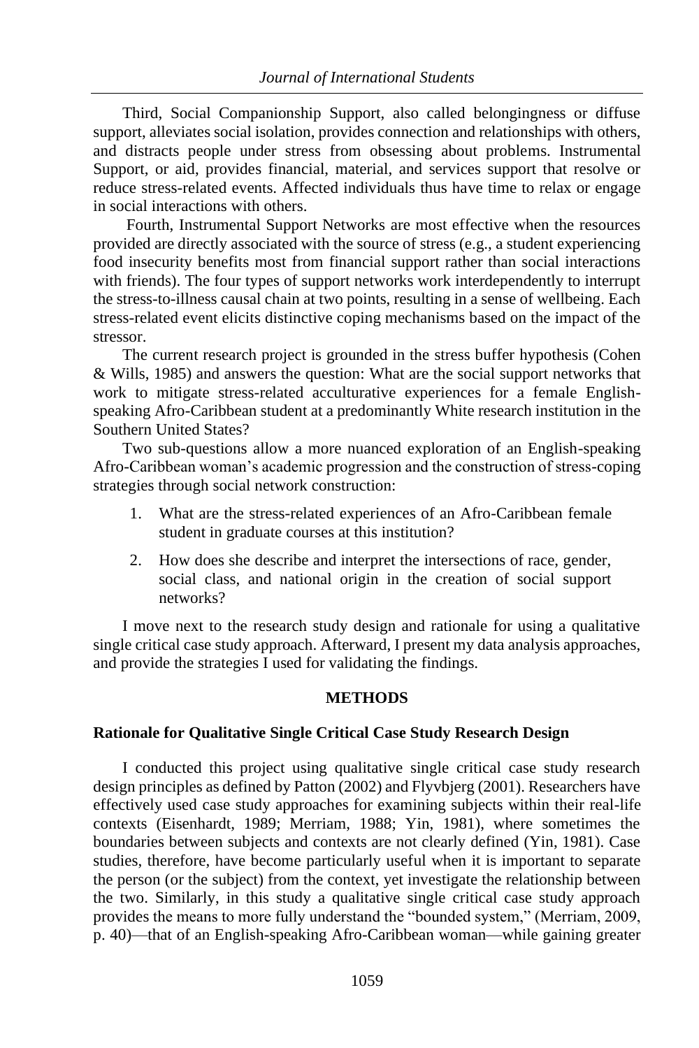Third, Social Companionship Support, also called belongingness or diffuse support, alleviates social isolation, provides connection and relationships with others, and distracts people under stress from obsessing about problems. Instrumental Support, or aid, provides financial, material, and services support that resolve or reduce stress-related events. Affected individuals thus have time to relax or engage in social interactions with others.

Fourth, Instrumental Support Networks are most effective when the resources provided are directly associated with the source of stress (e.g., a student experiencing food insecurity benefits most from financial support rather than social interactions with friends). The four types of support networks work interdependently to interrupt the stress-to-illness causal chain at two points, resulting in a sense of wellbeing. Each stress-related event elicits distinctive coping mechanisms based on the impact of the stressor.

The current research project is grounded in the stress buffer hypothesis (Cohen & Wills, 1985) and answers the question: What are the social support networks that work to mitigate stress-related acculturative experiences for a female English-speaking Afro-Caribbean student at a predominantly White research institution in the Southern United States?

Two sub-questions allow a more nuanced exploration of an English-speaking Afro-Caribbean woman's academic progression and the construction of stress-coping strategies through social network construction:

1. What are the stress-related experiences of an Afro-Caribbean female student in graduate courses at this institution?
2. How does she describe and interpret the intersections of race, gender, social class, and national origin in the creation of social support networks?

I move next to the research study design and rationale for using a qualitative single critical case study approach. Afterward, I present my data analysis approaches, and provide the strategies I used for validating the findings.

## METHODS

### Rationale for Qualitative Single Critical Case Study Research Design

I conducted this project using qualitative single critical case study research design principles as defined by Patton (2002) and Flyvbjerg (2001). Researchers have effectively used case study approaches for examining subjects within their real-life contexts (Eisenhardt, 1989; Merriam, 1988; Yin, 1981), where sometimes the boundaries between subjects and contexts are not clearly defined (Yin, 1981). Case studies, therefore, have become particularly useful when it is important to separate the person (or the subject) from the context, yet investigate the relationship between the two. Similarly, in this study a qualitative single critical case study approach provides the means to more fully understand the "bounded system," (Merriam, 2009, p. 40)—that of an English-speaking Afro-Caribbean woman—while gaining greater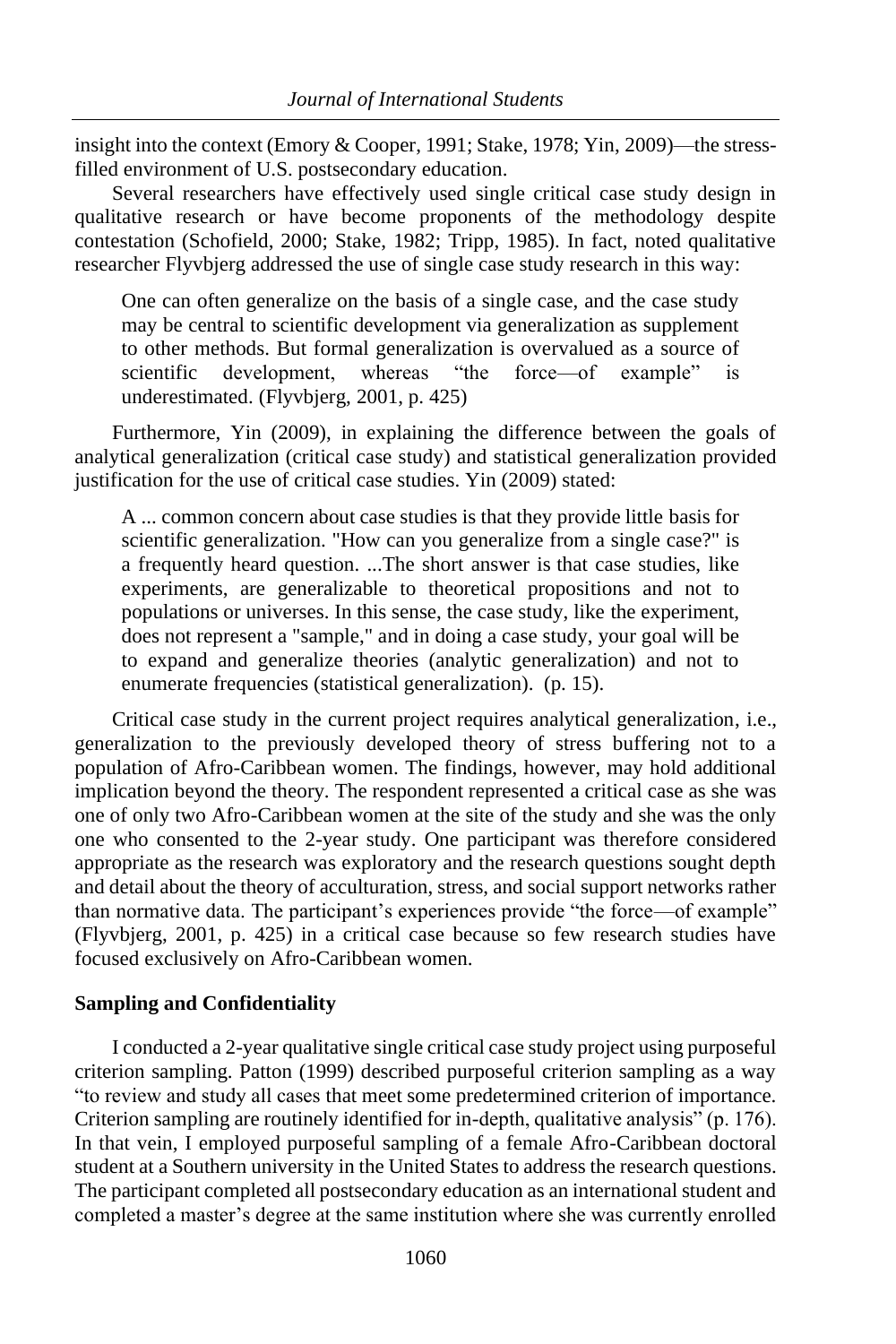insight into the context (Emory & Cooper, 1991; Stake, 1978; Yin, 2009)—the stress-filled environment of U.S. postsecondary education.

Several researchers have effectively used single critical case study design in qualitative research or have become proponents of the methodology despite contestation (Schofield, 2000; Stake, 1982; Tripp, 1985). In fact, noted qualitative researcher Flyvbjerg addressed the use of single case study research in this way:

> One can often generalize on the basis of a single case, and the case study may be central to scientific development via generalization as supplement to other methods. But formal generalization is overvalued as a source of scientific development, whereas "the force—of example" is underestimated. (Flyvbjerg, 2001, p. 425)

Furthermore, Yin (2009), in explaining the difference between the goals of analytical generalization (critical case study) and statistical generalization provided justification for the use of critical case studies. Yin (2009) stated:

> A ... common concern about case studies is that they provide little basis for scientific generalization. "How can you generalize from a single case?" is a frequently heard question. ...The short answer is that case studies, like experiments, are generalizable to theoretical propositions and not to populations or universes. In this sense, the case study, like the experiment, does not represent a "sample," and in doing a case study, your goal will be to expand and generalize theories (analytic generalization) and not to enumerate frequencies (statistical generalization). (p. 15).

Critical case study in the current project requires analytical generalization, i.e., generalization to the previously developed theory of stress buffering not to a population of Afro-Caribbean women. The findings, however, may hold additional implication beyond the theory. The respondent represented a critical case as she was one of only two Afro-Caribbean women at the site of the study and she was the only one who consented to the 2-year study. One participant was therefore considered appropriate as the research was exploratory and the research questions sought depth and detail about the theory of acculturation, stress, and social support networks rather than normative data. The participant's experiences provide "the force—of example" (Flyvbjerg, 2001, p. 425) in a critical case because so few research studies have focused exclusively on Afro-Caribbean women.

**Sampling and Confidentiality**

I conducted a 2-year qualitative single critical case study project using purposeful criterion sampling. Patton (1999) described purposeful criterion sampling as a way "to review and study all cases that meet some predetermined criterion of importance. Criterion sampling are routinely identified for in-depth, qualitative analysis" (p. 176). In that vein, I employed purposeful sampling of a female Afro-Caribbean doctoral student at a Southern university in the United States to address the research questions. The participant completed all postsecondary education as an international student and completed a master's degree at the same institution where she was currently enrolled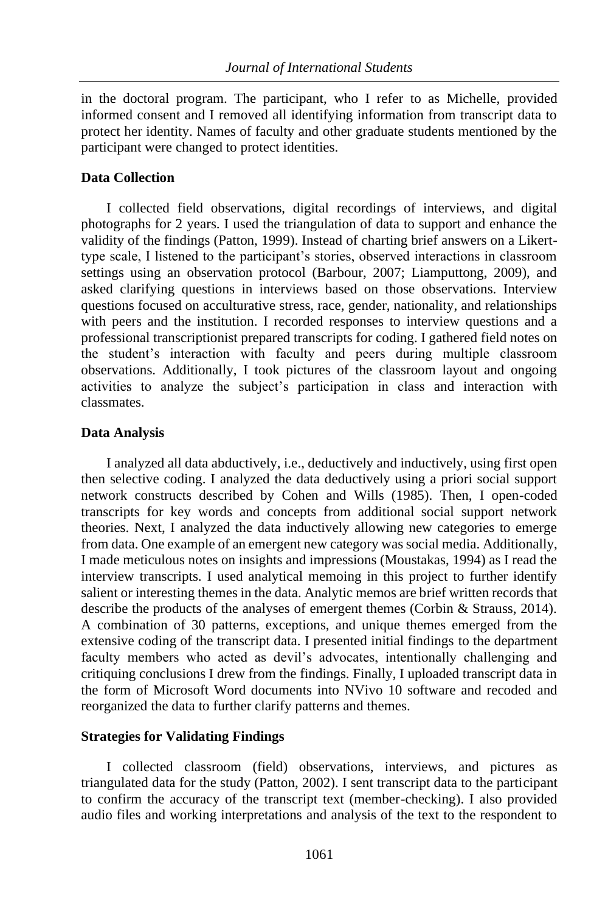in the doctoral program. The participant, who I refer to as Michelle, provided informed consent and I removed all identifying information from transcript data to protect her identity. Names of faculty and other graduate students mentioned by the participant were changed to protect identities.

### Data Collection

I collected field observations, digital recordings of interviews, and digital photographs for 2 years. I used the triangulation of data to support and enhance the validity of the findings (Patton, 1999). Instead of charting brief answers on a Likert-type scale, I listened to the participant's stories, observed interactions in classroom settings using an observation protocol (Barbour, 2007; Liamputtong, 2009), and asked clarifying questions in interviews based on those observations. Interview questions focused on acculturative stress, race, gender, nationality, and relationships with peers and the institution. I recorded responses to interview questions and a professional transcriptionist prepared transcripts for coding. I gathered field notes on the student's interaction with faculty and peers during multiple classroom observations. Additionally, I took pictures of the classroom layout and ongoing activities to analyze the subject's participation in class and interaction with classmates.

### Data Analysis

I analyzed all data abductively, i.e., deductively and inductively, using first open then selective coding. I analyzed the data deductively using a priori social support network constructs described by Cohen and Wills (1985). Then, I open-coded transcripts for key words and concepts from additional social support network theories. Next, I analyzed the data inductively allowing new categories to emerge from data. One example of an emergent new category was social media. Additionally, I made meticulous notes on insights and impressions (Moustakas, 1994) as I read the interview transcripts. I used analytical memoing in this project to further identify salient or interesting themes in the data. Analytic memos are brief written records that describe the products of the analyses of emergent themes (Corbin & Strauss, 2014). A combination of 30 patterns, exceptions, and unique themes emerged from the extensive coding of the transcript data. I presented initial findings to the department faculty members who acted as devil's advocates, intentionally challenging and critiquing conclusions I drew from the findings. Finally, I uploaded transcript data in the form of Microsoft Word documents into NVivo 10 software and recoded and reorganized the data to further clarify patterns and themes.

### Strategies for Validating Findings

I collected classroom (field) observations, interviews, and pictures as triangulated data for the study (Patton, 2002). I sent transcript data to the participant to confirm the accuracy of the transcript text (member-checking). I also provided audio files and working interpretations and analysis of the text to the respondent to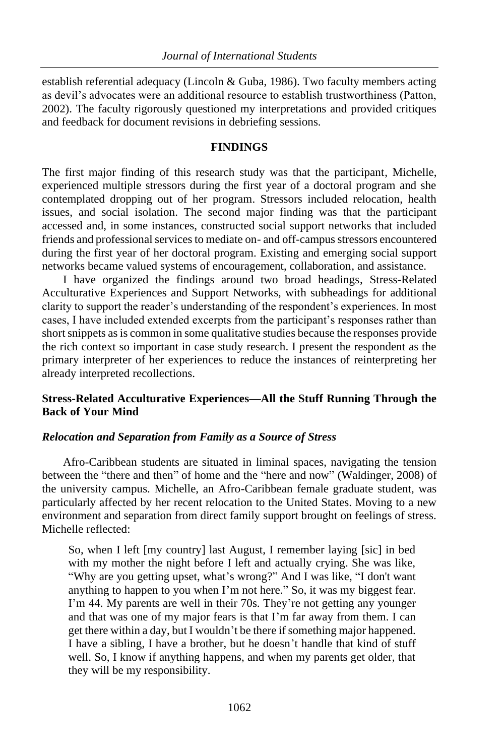establish referential adequacy (Lincoln & Guba, 1986). Two faculty members acting as devil's advocates were an additional resource to establish trustworthiness (Patton, 2002). The faculty rigorously questioned my interpretations and provided critiques and feedback for document revisions in debriefing sessions.

## FINDINGS

The first major finding of this research study was that the participant, Michelle, experienced multiple stressors during the first year of a doctoral program and she contemplated dropping out of her program. Stressors included relocation, health issues, and social isolation. The second major finding was that the participant accessed and, in some instances, constructed social support networks that included friends and professional services to mediate on- and off-campus stressors encountered during the first year of her doctoral program. Existing and emerging social support networks became valued systems of encouragement, collaboration, and assistance.

I have organized the findings around two broad headings, Stress-Related Acculturative Experiences and Support Networks, with subheadings for additional clarity to support the reader's understanding of the respondent's experiences. In most cases, I have included extended excerpts from the participant's responses rather than short snippets as is common in some qualitative studies because the responses provide the rich context so important in case study research. I present the respondent as the primary interpreter of her experiences to reduce the instances of reinterpreting her already interpreted recollections.

### Stress-Related Acculturative Experiences—All the Stuff Running Through the Back of Your Mind

#### *Relocation and Separation from Family as a Source of Stress*

Afro-Caribbean students are situated in liminal spaces, navigating the tension between the "there and then" of home and the "here and now" (Waldinger, 2008) of the university campus. Michelle, an Afro-Caribbean female graduate student, was particularly affected by her recent relocation to the United States. Moving to a new environment and separation from direct family support brought on feelings of stress. Michelle reflected:

> So, when I left [my country] last August, I remember laying [sic] in bed with my mother the night before I left and actually crying. She was like, "Why are you getting upset, what's wrong?" And I was like, "I don't want anything to happen to you when I'm not here." So, it was my biggest fear. I'm 44. My parents are well in their 70s. They're not getting any younger and that was one of my major fears is that I'm far away from them. I can get there within a day, but I wouldn't be there if something major happened. I have a sibling, I have a brother, but he doesn't handle that kind of stuff well. So, I know if anything happens, and when my parents get older, that they will be my responsibility.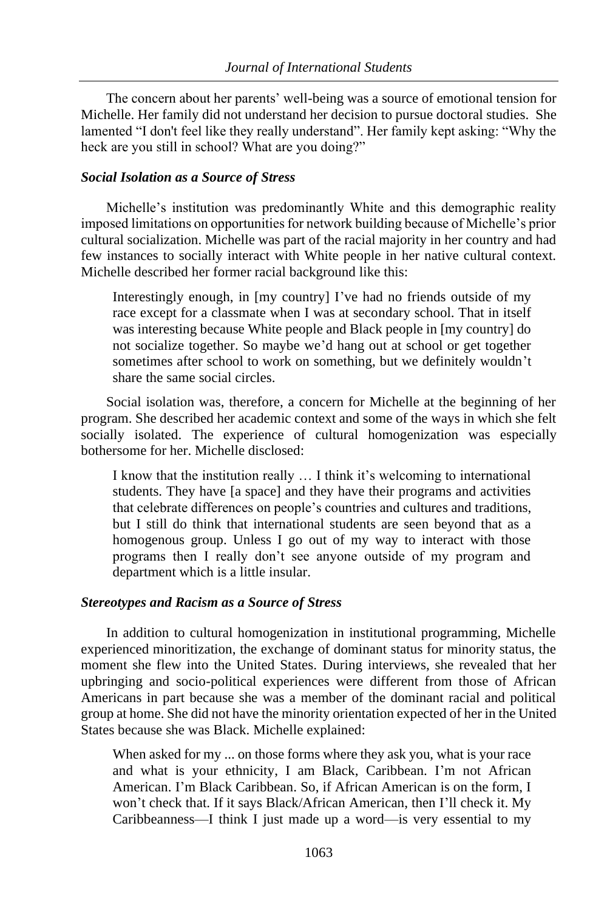The concern about her parents' well-being was a source of emotional tension for Michelle. Her family did not understand her decision to pursue doctoral studies. She lamented "I don't feel like they really understand". Her family kept asking: "Why the heck are you still in school? What are you doing?"

### *Social Isolation as a Source of Stress*

Michelle's institution was predominantly White and this demographic reality imposed limitations on opportunities for network building because of Michelle's prior cultural socialization. Michelle was part of the racial majority in her country and had few instances to socially interact with White people in her native cultural context. Michelle described her former racial background like this:

> Interestingly enough, in [my country] I've had no friends outside of my race except for a classmate when I was at secondary school. That in itself was interesting because White people and Black people in [my country] do not socialize together. So maybe we'd hang out at school or get together sometimes after school to work on something, but we definitely wouldn't share the same social circles.

Social isolation was, therefore, a concern for Michelle at the beginning of her program. She described her academic context and some of the ways in which she felt socially isolated. The experience of cultural homogenization was especially bothersome for her. Michelle disclosed:

> I know that the institution really … I think it's welcoming to international students. They have [a space] and they have their programs and activities that celebrate differences on people's countries and cultures and traditions, but I still do think that international students are seen beyond that as a homogenous group. Unless I go out of my way to interact with those programs then I really don't see anyone outside of my program and department which is a little insular.

### *Stereotypes and Racism as a Source of Stress*

In addition to cultural homogenization in institutional programming, Michelle experienced minoritization, the exchange of dominant status for minority status, the moment she flew into the United States. During interviews, she revealed that her upbringing and socio-political experiences were different from those of African Americans in part because she was a member of the dominant racial and political group at home. She did not have the minority orientation expected of her in the United States because she was Black. Michelle explained:

> When asked for my ... on those forms where they ask you, what is your race and what is your ethnicity, I am Black, Caribbean. I'm not African American. I'm Black Caribbean. So, if African American is on the form, I won't check that. If it says Black/African American, then I'll check it. My Caribbeanness—I think I just made up a word—is very essential to my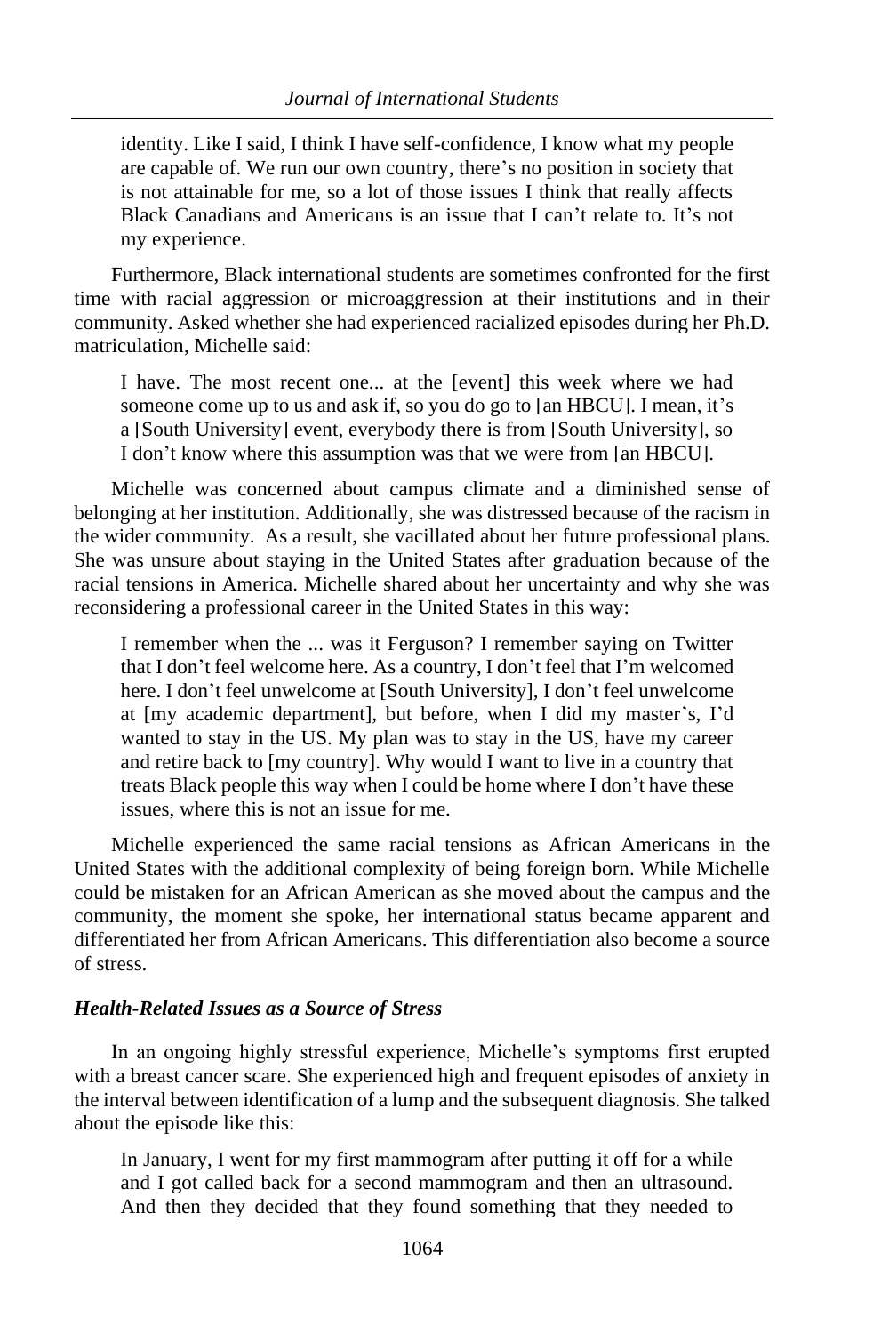> identity. Like I said, I think I have self-confidence, I know what my people are capable of. We run our own country, there's no position in society that is not attainable for me, so a lot of those issues I think that really affects Black Canadians and Americans is an issue that I can't relate to. It's not my experience.

Furthermore, Black international students are sometimes confronted for the first time with racial aggression or microaggression at their institutions and in their community. Asked whether she had experienced racialized episodes during her Ph.D. matriculation, Michelle said:

> I have. The most recent one... at the [event] this week where we had someone come up to us and ask if, so you do go to [an HBCU]. I mean, it's a [South University] event, everybody there is from [South University], so I don't know where this assumption was that we were from [an HBCU].

Michelle was concerned about campus climate and a diminished sense of belonging at her institution. Additionally, she was distressed because of the racism in the wider community. As a result, she vacillated about her future professional plans. She was unsure about staying in the United States after graduation because of the racial tensions in America. Michelle shared about her uncertainty and why she was reconsidering a professional career in the United States in this way:

> I remember when the ... was it Ferguson? I remember saying on Twitter that I don't feel welcome here. As a country, I don't feel that I'm welcomed here. I don't feel unwelcome at [South University], I don't feel unwelcome at [my academic department], but before, when I did my master's, I'd wanted to stay in the US. My plan was to stay in the US, have my career and retire back to [my country]. Why would I want to live in a country that treats Black people this way when I could be home where I don't have these issues, where this is not an issue for me.

Michelle experienced the same racial tensions as African Americans in the United States with the additional complexity of being foreign born. While Michelle could be mistaken for an African American as she moved about the campus and the community, the moment she spoke, her international status became apparent and differentiated her from African Americans. This differentiation also become a source of stress.

### *Health-Related Issues as a Source of Stress*

In an ongoing highly stressful experience, Michelle's symptoms first erupted with a breast cancer scare. She experienced high and frequent episodes of anxiety in the interval between identification of a lump and the subsequent diagnosis. She talked about the episode like this:

> In January, I went for my first mammogram after putting it off for a while and I got called back for a second mammogram and then an ultrasound. And then they decided that they found something that they needed to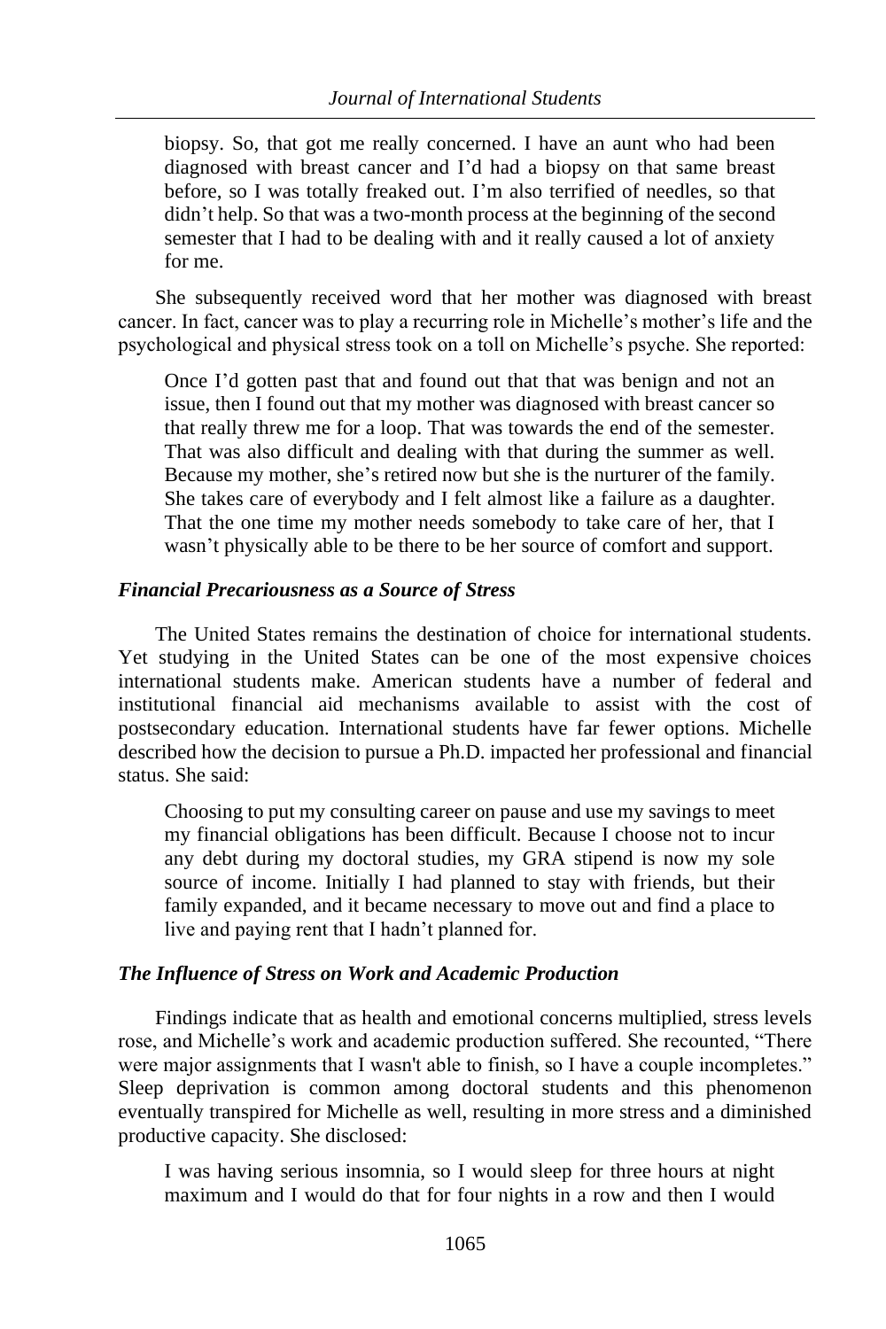> biopsy. So, that got me really concerned. I have an aunt who had been diagnosed with breast cancer and I'd had a biopsy on that same breast before, so I was totally freaked out. I'm also terrified of needles, so that didn't help. So that was a two-month process at the beginning of the second semester that I had to be dealing with and it really caused a lot of anxiety for me.

She subsequently received word that her mother was diagnosed with breast cancer. In fact, cancer was to play a recurring role in Michelle's mother's life and the psychological and physical stress took on a toll on Michelle's psyche. She reported:

> Once I'd gotten past that and found out that that was benign and not an issue, then I found out that my mother was diagnosed with breast cancer so that really threw me for a loop. That was towards the end of the semester. That was also difficult and dealing with that during the summer as well. Because my mother, she's retired now but she is the nurturer of the family. She takes care of everybody and I felt almost like a failure as a daughter. That the one time my mother needs somebody to take care of her, that I wasn't physically able to be there to be her source of comfort and support.

### *Financial Precariousness as a Source of Stress*

The United States remains the destination of choice for international students. Yet studying in the United States can be one of the most expensive choices international students make. American students have a number of federal and institutional financial aid mechanisms available to assist with the cost of postsecondary education. International students have far fewer options. Michelle described how the decision to pursue a Ph.D. impacted her professional and financial status. She said:

> Choosing to put my consulting career on pause and use my savings to meet my financial obligations has been difficult. Because I choose not to incur any debt during my doctoral studies, my GRA stipend is now my sole source of income. Initially I had planned to stay with friends, but their family expanded, and it became necessary to move out and find a place to live and paying rent that I hadn't planned for.

### *The Influence of Stress on Work and Academic Production*

Findings indicate that as health and emotional concerns multiplied, stress levels rose, and Michelle's work and academic production suffered. She recounted, "There were major assignments that I wasn't able to finish, so I have a couple incompletes." Sleep deprivation is common among doctoral students and this phenomenon eventually transpired for Michelle as well, resulting in more stress and a diminished productive capacity. She disclosed:

> I was having serious insomnia, so I would sleep for three hours at night maximum and I would do that for four nights in a row and then I would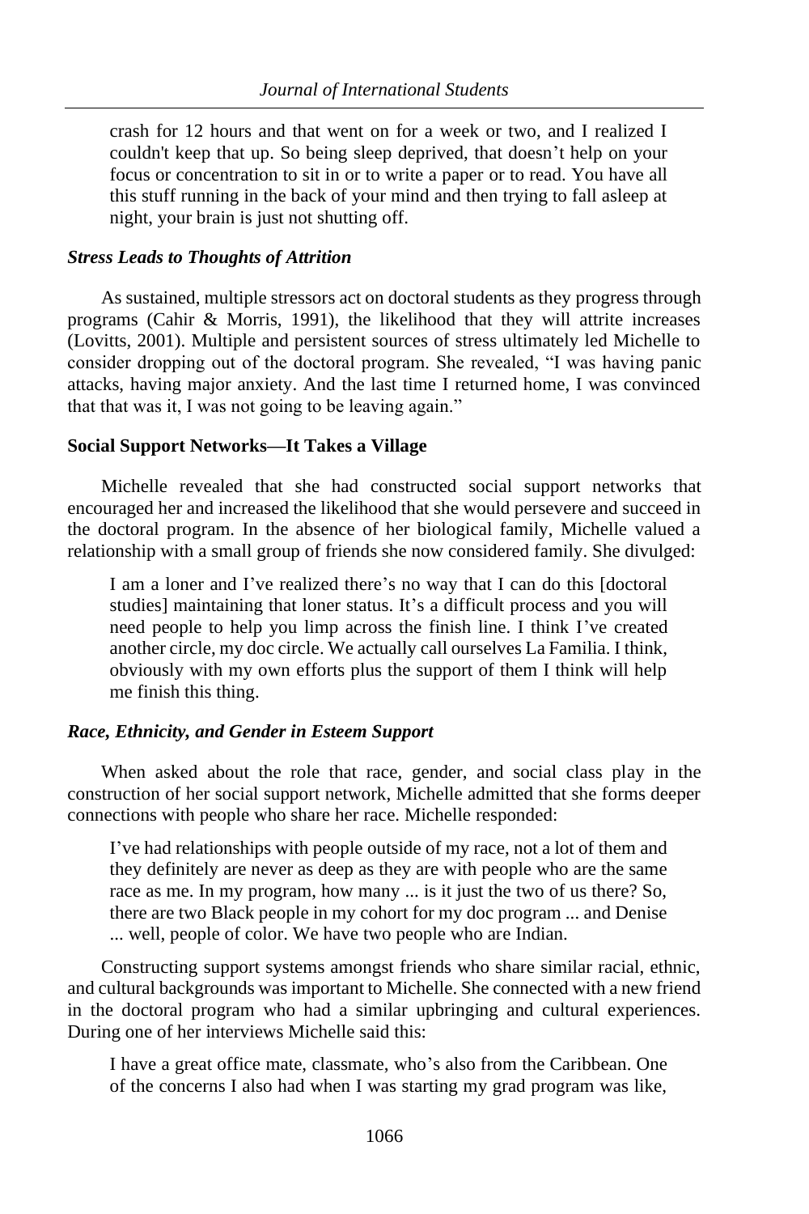> crash for 12 hours and that went on for a week or two, and I realized I couldn't keep that up. So being sleep deprived, that doesn't help on your focus or concentration to sit in or to write a paper or to read. You have all this stuff running in the back of your mind and then trying to fall asleep at night, your brain is just not shutting off.

#### *Stress Leads to Thoughts of Attrition*

As sustained, multiple stressors act on doctoral students as they progress through programs (Cahir & Morris, 1991), the likelihood that they will attrite increases (Lovitts, 2001). Multiple and persistent sources of stress ultimately led Michelle to consider dropping out of the doctoral program. She revealed, "I was having panic attacks, having major anxiety. And the last time I returned home, I was convinced that that was it, I was not going to be leaving again."

### Social Support Networks—It Takes a Village

Michelle revealed that she had constructed social support networks that encouraged her and increased the likelihood that she would persevere and succeed in the doctoral program. In the absence of her biological family, Michelle valued a relationship with a small group of friends she now considered family. She divulged:

> I am a loner and I've realized there's no way that I can do this [doctoral studies] maintaining that loner status. It's a difficult process and you will need people to help you limp across the finish line. I think I've created another circle, my doc circle. We actually call ourselves La Familia. I think, obviously with my own efforts plus the support of them I think will help me finish this thing.

#### *Race, Ethnicity, and Gender in Esteem Support*

When asked about the role that race, gender, and social class play in the construction of her social support network, Michelle admitted that she forms deeper connections with people who share her race. Michelle responded:

> I've had relationships with people outside of my race, not a lot of them and they definitely are never as deep as they are with people who are the same race as me. In my program, how many ... is it just the two of us there? So, there are two Black people in my cohort for my doc program ... and Denise ... well, people of color. We have two people who are Indian.

Constructing support systems amongst friends who share similar racial, ethnic, and cultural backgrounds was important to Michelle. She connected with a new friend in the doctoral program who had a similar upbringing and cultural experiences. During one of her interviews Michelle said this:

> I have a great office mate, classmate, who's also from the Caribbean. One of the concerns I also had when I was starting my grad program was like,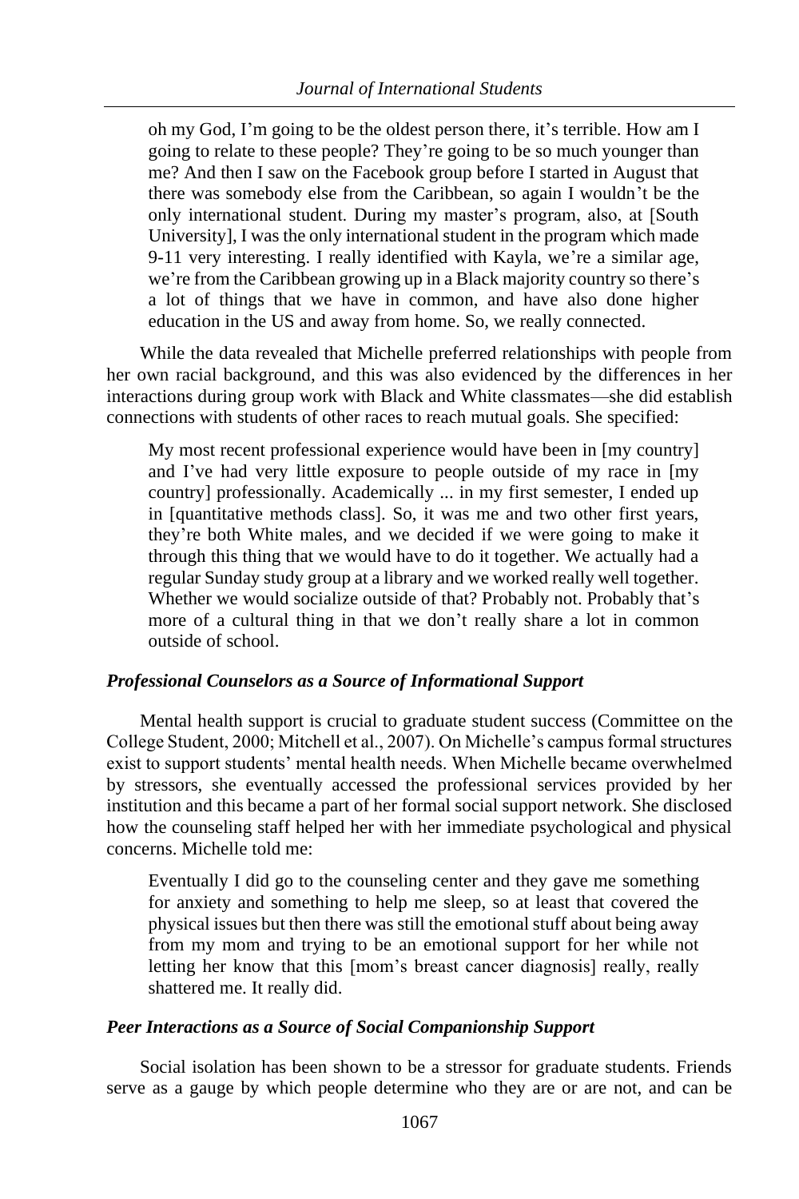> oh my God, I'm going to be the oldest person there, it's terrible. How am I going to relate to these people? They're going to be so much younger than me? And then I saw on the Facebook group before I started in August that there was somebody else from the Caribbean, so again I wouldn't be the only international student. During my master's program, also, at [South University], I was the only international student in the program which made 9-11 very interesting. I really identified with Kayla, we're a similar age, we're from the Caribbean growing up in a Black majority country so there's a lot of things that we have in common, and have also done higher education in the US and away from home. So, we really connected.

While the data revealed that Michelle preferred relationships with people from her own racial background, and this was also evidenced by the differences in her interactions during group work with Black and White classmates—she did establish connections with students of other races to reach mutual goals. She specified:

> My most recent professional experience would have been in [my country] and I've had very little exposure to people outside of my race in [my country] professionally. Academically ... in my first semester, I ended up in [quantitative methods class]. So, it was me and two other first years, they're both White males, and we decided if we were going to make it through this thing that we would have to do it together. We actually had a regular Sunday study group at a library and we worked really well together. Whether we would socialize outside of that? Probably not. Probably that's more of a cultural thing in that we don't really share a lot in common outside of school.

### *Professional Counselors as a Source of Informational Support*

Mental health support is crucial to graduate student success (Committee on the College Student, 2000; Mitchell et al., 2007). On Michelle's campus formal structures exist to support students' mental health needs. When Michelle became overwhelmed by stressors, she eventually accessed the professional services provided by her institution and this became a part of her formal social support network. She disclosed how the counseling staff helped her with her immediate psychological and physical concerns. Michelle told me:

> Eventually I did go to the counseling center and they gave me something for anxiety and something to help me sleep, so at least that covered the physical issues but then there was still the emotional stuff about being away from my mom and trying to be an emotional support for her while not letting her know that this [mom's breast cancer diagnosis] really, really shattered me. It really did.

### *Peer Interactions as a Source of Social Companionship Support*

Social isolation has been shown to be a stressor for graduate students. Friends serve as a gauge by which people determine who they are or are not, and can be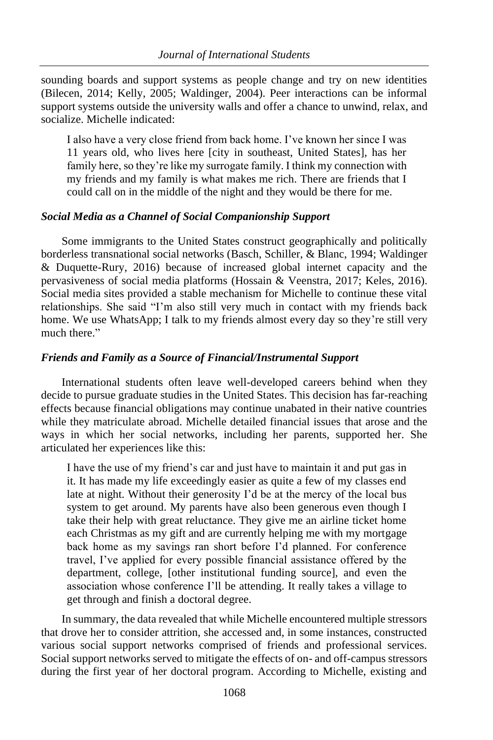sounding boards and support systems as people change and try on new identities (Bilecen, 2014; Kelly, 2005; Waldinger, 2004). Peer interactions can be informal support systems outside the university walls and offer a chance to unwind, relax, and socialize. Michelle indicated:

> I also have a very close friend from back home. I've known her since I was 11 years old, who lives here [city in southeast, United States], has her family here, so they're like my surrogate family. I think my connection with my friends and my family is what makes me rich. There are friends that I could call on in the middle of the night and they would be there for me.

### *Social Media as a Channel of Social Companionship Support*

Some immigrants to the United States construct geographically and politically borderless transnational social networks (Basch, Schiller, & Blanc, 1994; Waldinger & Duquette-Rury, 2016) because of increased global internet capacity and the pervasiveness of social media platforms (Hossain & Veenstra, 2017; Keles, 2016). Social media sites provided a stable mechanism for Michelle to continue these vital relationships. She said "I'm also still very much in contact with my friends back home. We use WhatsApp; I talk to my friends almost every day so they're still very much there."

### *Friends and Family as a Source of Financial/Instrumental Support*

International students often leave well-developed careers behind when they decide to pursue graduate studies in the United States. This decision has far-reaching effects because financial obligations may continue unabated in their native countries while they matriculate abroad. Michelle detailed financial issues that arose and the ways in which her social networks, including her parents, supported her. She articulated her experiences like this:

> I have the use of my friend's car and just have to maintain it and put gas in it. It has made my life exceedingly easier as quite a few of my classes end late at night. Without their generosity I'd be at the mercy of the local bus system to get around. My parents have also been generous even though I take their help with great reluctance. They give me an airline ticket home each Christmas as my gift and are currently helping me with my mortgage back home as my savings ran short before I'd planned. For conference travel, I've applied for every possible financial assistance offered by the department, college, [other institutional funding source], and even the association whose conference I'll be attending. It really takes a village to get through and finish a doctoral degree.

In summary, the data revealed that while Michelle encountered multiple stressors that drove her to consider attrition, she accessed and, in some instances, constructed various social support networks comprised of friends and professional services. Social support networks served to mitigate the effects of on- and off-campus stressors during the first year of her doctoral program. According to Michelle, existing and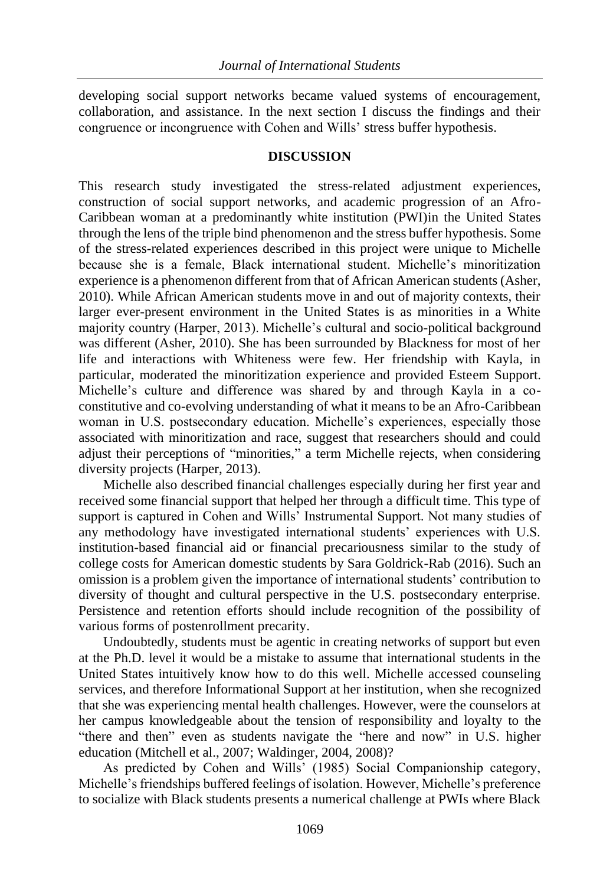developing social support networks became valued systems of encouragement, collaboration, and assistance. In the next section I discuss the findings and their congruence or incongruence with Cohen and Wills' stress buffer hypothesis.

## DISCUSSION

This research study investigated the stress-related adjustment experiences, construction of social support networks, and academic progression of an Afro-Caribbean woman at a predominantly white institution (PWI)in the United States through the lens of the triple bind phenomenon and the stress buffer hypothesis. Some of the stress-related experiences described in this project were unique to Michelle because she is a female, Black international student. Michelle's minoritization experience is a phenomenon different from that of African American students (Asher, 2010). While African American students move in and out of majority contexts, their larger ever-present environment in the United States is as minorities in a White majority country (Harper, 2013). Michelle's cultural and socio-political background was different (Asher, 2010). She has been surrounded by Blackness for most of her life and interactions with Whiteness were few. Her friendship with Kayla, in particular, moderated the minoritization experience and provided Esteem Support. Michelle's culture and difference was shared by and through Kayla in a co-constitutive and co-evolving understanding of what it means to be an Afro-Caribbean woman in U.S. postsecondary education. Michelle's experiences, especially those associated with minoritization and race, suggest that researchers should and could adjust their perceptions of "minorities," a term Michelle rejects, when considering diversity projects (Harper, 2013).

Michelle also described financial challenges especially during her first year and received some financial support that helped her through a difficult time. This type of support is captured in Cohen and Wills' Instrumental Support. Not many studies of any methodology have investigated international students' experiences with U.S. institution-based financial aid or financial precariousness similar to the study of college costs for American domestic students by Sara Goldrick-Rab (2016). Such an omission is a problem given the importance of international students' contribution to diversity of thought and cultural perspective in the U.S. postsecondary enterprise. Persistence and retention efforts should include recognition of the possibility of various forms of postenrollment precarity.

Undoubtedly, students must be agentic in creating networks of support but even at the Ph.D. level it would be a mistake to assume that international students in the United States intuitively know how to do this well. Michelle accessed counseling services, and therefore Informational Support at her institution, when she recognized that she was experiencing mental health challenges. However, were the counselors at her campus knowledgeable about the tension of responsibility and loyalty to the "there and then" even as students navigate the "here and now" in U.S. higher education (Mitchell et al., 2007; Waldinger, 2004, 2008)?

As predicted by Cohen and Wills' (1985) Social Companionship category, Michelle's friendships buffered feelings of isolation. However, Michelle's preference to socialize with Black students presents a numerical challenge at PWIs where Black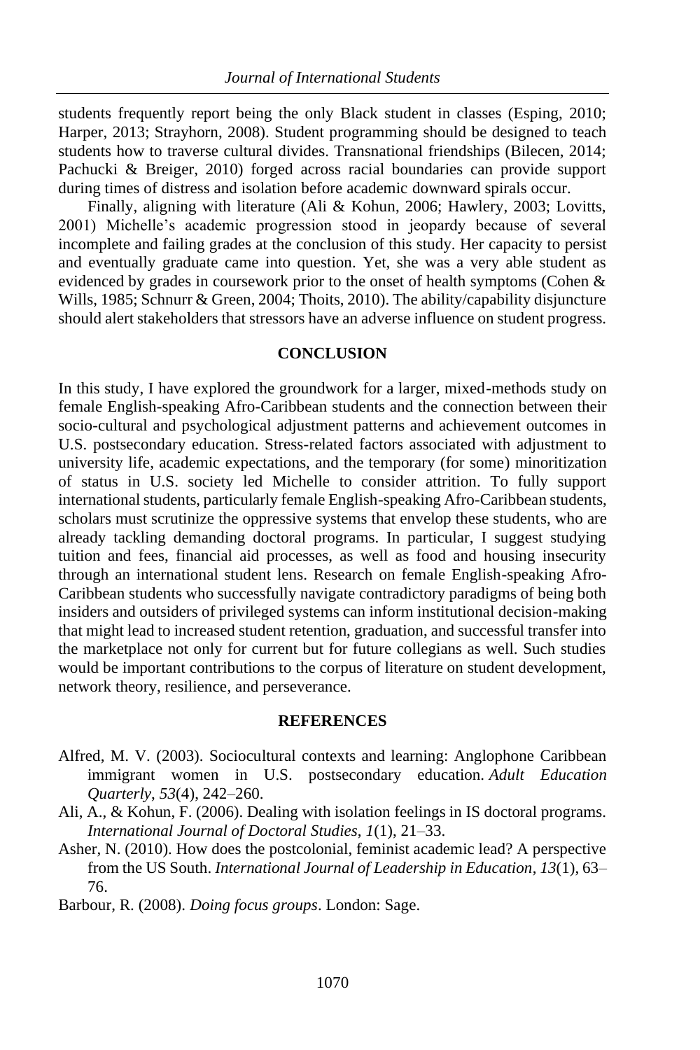students frequently report being the only Black student in classes (Esping, 2010; Harper, 2013; Strayhorn, 2008). Student programming should be designed to teach students how to traverse cultural divides. Transnational friendships (Bilecen, 2014; Pachucki & Breiger, 2010) forged across racial boundaries can provide support during times of distress and isolation before academic downward spirals occur.

Finally, aligning with literature (Ali & Kohun, 2006; Hawlery, 2003; Lovitts, 2001) Michelle's academic progression stood in jeopardy because of several incomplete and failing grades at the conclusion of this study. Her capacity to persist and eventually graduate came into question. Yet, she was a very able student as evidenced by grades in coursework prior to the onset of health symptoms (Cohen & Wills, 1985; Schnurr & Green, 2004; Thoits, 2010). The ability/capability disjuncture should alert stakeholders that stressors have an adverse influence on student progress.

## CONCLUSION

In this study, I have explored the groundwork for a larger, mixed-methods study on female English-speaking Afro-Caribbean students and the connection between their socio-cultural and psychological adjustment patterns and achievement outcomes in U.S. postsecondary education. Stress-related factors associated with adjustment to university life, academic expectations, and the temporary (for some) minoritization of status in U.S. society led Michelle to consider attrition. To fully support international students, particularly female English-speaking Afro-Caribbean students, scholars must scrutinize the oppressive systems that envelop these students, who are already tackling demanding doctoral programs. In particular, I suggest studying tuition and fees, financial aid processes, as well as food and housing insecurity through an international student lens. Research on female English-speaking Afro-Caribbean students who successfully navigate contradictory paradigms of being both insiders and outsiders of privileged systems can inform institutional decision-making that might lead to increased student retention, graduation, and successful transfer into the marketplace not only for current but for future collegians as well. Such studies would be important contributions to the corpus of literature on student development, network theory, resilience, and perseverance.

## REFERENCES

Alfred, M. V. (2003). Sociocultural contexts and learning: Anglophone Caribbean immigrant women in U.S. postsecondary education. *Adult Education Quarterly*, *53*(4), 242–260.

Ali, A., & Kohun, F. (2006). Dealing with isolation feelings in IS doctoral programs. *International Journal of Doctoral Studies*, *1*(1), 21–33.

Asher, N. (2010). How does the postcolonial, feminist academic lead? A perspective from the US South. *International Journal of Leadership in Education*, *13*(1), 63–76.

Barbour, R. (2008). *Doing focus groups*. London: Sage.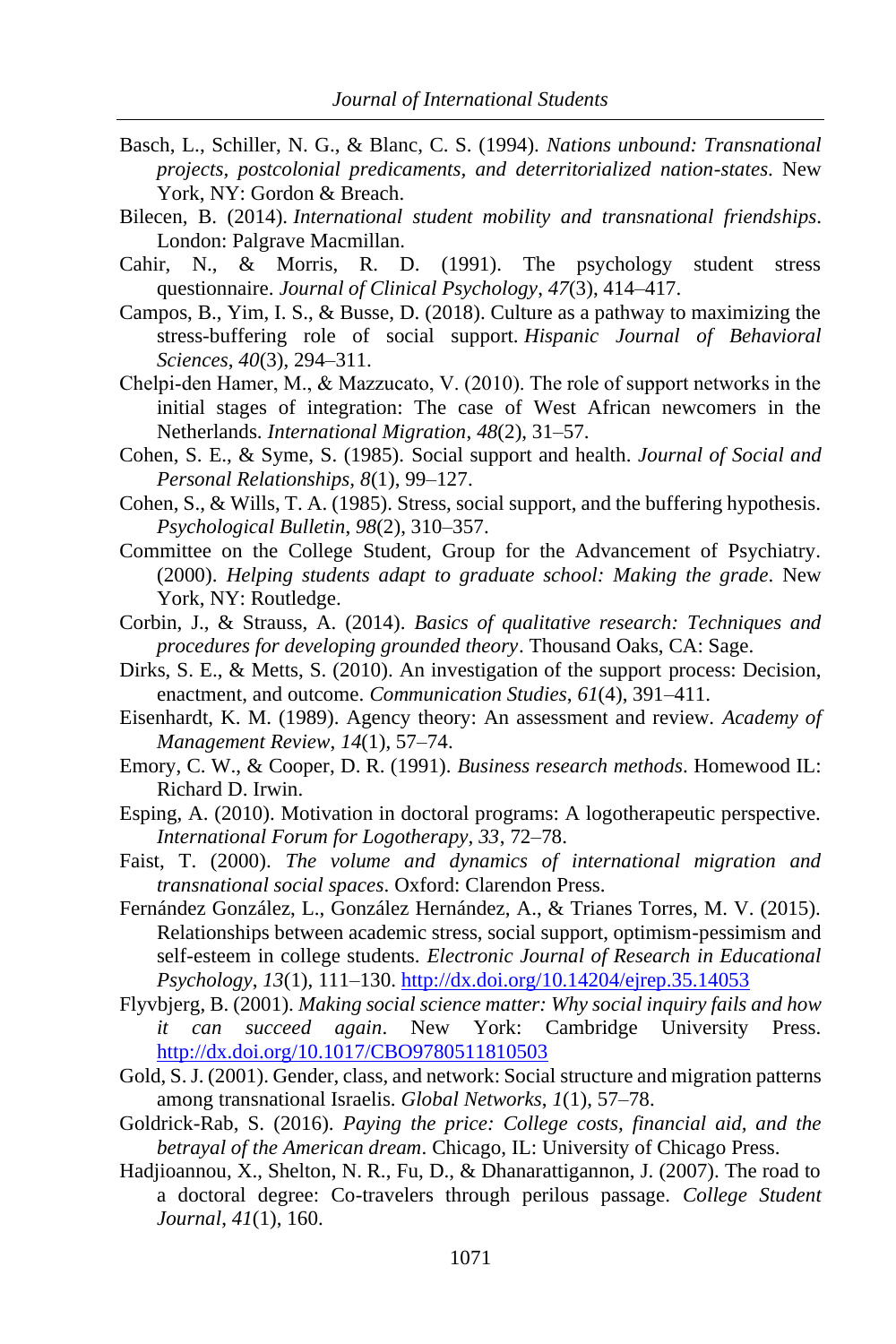Basch, L., Schiller, N. G., & Blanc, C. S. (1994). *Nations unbound: Transnational projects, postcolonial predicaments, and deterritorialized nation-states*. New York, NY: Gordon & Breach.

Bilecen, B. (2014). *International student mobility and transnational friendships*. London: Palgrave Macmillan.

Cahir, N., & Morris, R. D. (1991). The psychology student stress questionnaire. *Journal of Clinical Psychology*, *47*(3), 414–417.

Campos, B., Yim, I. S., & Busse, D. (2018). Culture as a pathway to maximizing the stress-buffering role of social support. *Hispanic Journal of Behavioral Sciences*, *40*(3), 294–311.

Chelpi-den Hamer, M., & Mazzucato, V. (2010). The role of support networks in the initial stages of integration: The case of West African newcomers in the Netherlands. *International Migration*, *48*(2), 31–57.

Cohen, S. E., & Syme, S. (1985). Social support and health. *Journal of Social and Personal Relationships, 8*(1), 99–127.

Cohen, S., & Wills, T. A. (1985). Stress, social support, and the buffering hypothesis. *Psychological Bulletin*, *98*(2), 310–357.

Committee on the College Student, Group for the Advancement of Psychiatry. (2000). *Helping students adapt to graduate school: Making the grade*. New York, NY: Routledge.

Corbin, J., & Strauss, A. (2014). *Basics of qualitative research: Techniques and procedures for developing grounded theory*. Thousand Oaks, CA: Sage.

Dirks, S. E., & Metts, S. (2010). An investigation of the support process: Decision, enactment, and outcome. *Communication Studies*, *61*(4), 391–411.

Eisenhardt, K. M. (1989). Agency theory: An assessment and review. *Academy of Management Review*, *14*(1), 57–74.

Emory, C. W., & Cooper, D. R. (1991). *Business research methods*. Homewood IL: Richard D. Irwin.

Esping, A. (2010). Motivation in doctoral programs: A logotherapeutic perspective. *International Forum for Logotherapy, 33*, 72–78.

Faist, T. (2000). *The volume and dynamics of international migration and transnational social spaces*. Oxford: Clarendon Press.

Fernández González, L., González Hernández, A., & Trianes Torres, M. V. (2015). Relationships between academic stress, social support, optimism-pessimism and self-esteem in college students. *Electronic Journal of Research in Educational Psychology*, *13*(1), 111–130. http://dx.doi.org/10.14204/ejrep.35.14053

Flyvbjerg, B. (2001). *Making social science matter: Why social inquiry fails and how it can succeed again*. New York: Cambridge University Press. http://dx.doi.org/10.1017/CBO9780511810503

Gold, S. J. (2001). Gender, class, and network: Social structure and migration patterns among transnational Israelis. *Global Networks*, *1*(1), 57–78.

Goldrick-Rab, S. (2016). *Paying the price: College costs, financial aid, and the betrayal of the American dream*. Chicago, IL: University of Chicago Press.

Hadjioannou, X., Shelton, N. R., Fu, D., & Dhanarattigannon, J. (2007). The road to a doctoral degree: Co-travelers through perilous passage. *College Student Journal*, *41*(1), 160.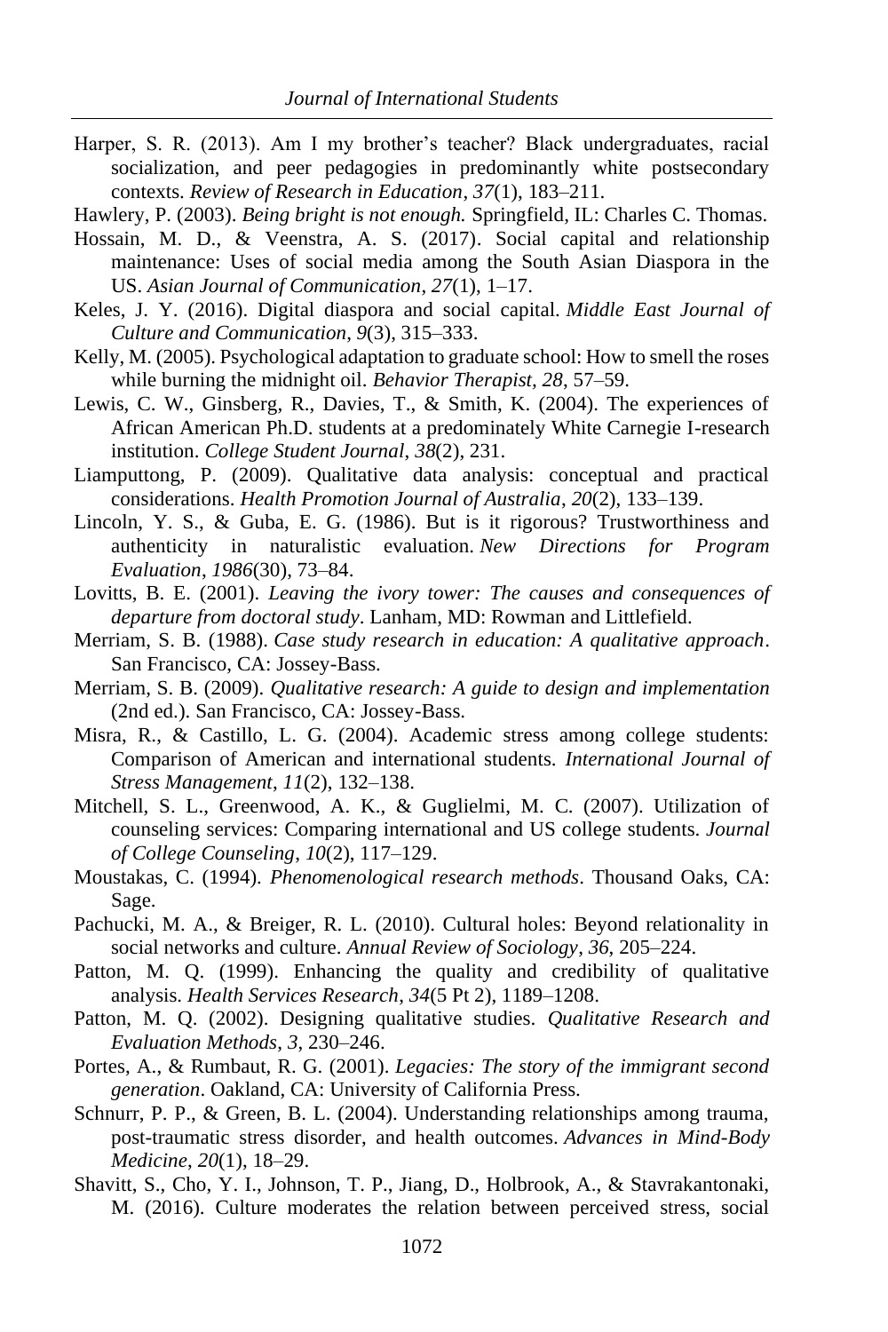Harper, S. R. (2013). Am I my brother's teacher? Black undergraduates, racial socialization, and peer pedagogies in predominantly white postsecondary contexts. *Review of Research in Education*, *37*(1), 183–211.

Hawlery, P. (2003). *Being bright is not enough.* Springfield, IL: Charles C. Thomas.

Hossain, M. D., & Veenstra, A. S. (2017). Social capital and relationship maintenance: Uses of social media among the South Asian Diaspora in the US. *Asian Journal of Communication*, *27*(1), 1–17.

Keles, J. Y. (2016). Digital diaspora and social capital. *Middle East Journal of Culture and Communication*, *9*(3), 315–333.

Kelly, M. (2005). Psychological adaptation to graduate school: How to smell the roses while burning the midnight oil. *Behavior Therapist, 28*, 57–59.

Lewis, C. W., Ginsberg, R., Davies, T., & Smith, K. (2004). The experiences of African American Ph.D. students at a predominately White Carnegie I-research institution. *College Student Journal*, *38*(2), 231.

Liamputtong, P. (2009). Qualitative data analysis: conceptual and practical considerations. *Health Promotion Journal of Australia*, *20*(2), 133–139.

Lincoln, Y. S., & Guba, E. G. (1986). But is it rigorous? Trustworthiness and authenticity in naturalistic evaluation. *New Directions for Program Evaluation*, *1986*(30), 73–84.

Lovitts, B. E. (2001). *Leaving the ivory tower: The causes and consequences of departure from doctoral study*. Lanham, MD: Rowman and Littlefield.

Merriam, S. B. (1988). *Case study research in education: A qualitative approach*. San Francisco, CA: Jossey-Bass.

Merriam, S. B. (2009). *Qualitative research: A guide to design and implementation* (2nd ed.). San Francisco, CA: Jossey-Bass.

Misra, R., & Castillo, L. G. (2004). Academic stress among college students: Comparison of American and international students. *International Journal of Stress Management, 11*(2), 132–138.

Mitchell, S. L., Greenwood, A. K., & Guglielmi, M. C. (2007). Utilization of counseling services: Comparing international and US college students. *Journal of College Counseling*, *10*(2), 117–129.

Moustakas, C. (1994). *Phenomenological research methods*. Thousand Oaks, CA: Sage.

Pachucki, M. A., & Breiger, R. L. (2010). Cultural holes: Beyond relationality in social networks and culture. *Annual Review of Sociology*, *36*, 205–224.

Patton, M. Q. (1999). Enhancing the quality and credibility of qualitative analysis. *Health Services Research*, *34*(5 Pt 2), 1189–1208.

Patton, M. Q. (2002). Designing qualitative studies. *Qualitative Research and Evaluation Methods*, *3*, 230–246.

Portes, A., & Rumbaut, R. G. (2001). *Legacies: The story of the immigrant second generation*. Oakland, CA: University of California Press.

Schnurr, P. P., & Green, B. L. (2004). Understanding relationships among trauma, post-traumatic stress disorder, and health outcomes. *Advances in Mind-Body Medicine*, *20*(1), 18–29.

Shavitt, S., Cho, Y. I., Johnson, T. P., Jiang, D., Holbrook, A., & Stavrakantonaki, M. (2016). Culture moderates the relation between perceived stress, social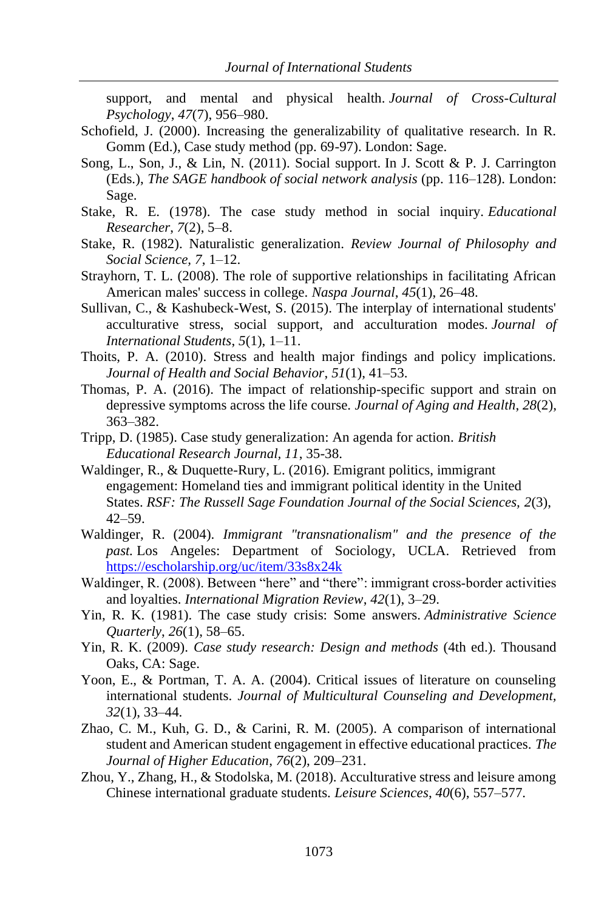support, and mental and physical health. *Journal of Cross-Cultural Psychology*, *47*(7), 956–980.

Schofield, J. (2000). Increasing the generalizability of qualitative research. In R. Gomm (Ed.), Case study method (pp. 69-97). London: Sage.

Song, L., Son, J., & Lin, N. (2011). Social support. In J. Scott & P. J. Carrington (Eds.), *The SAGE handbook of social network analysis* (pp. 116–128). London: Sage.

Stake, R. E. (1978). The case study method in social inquiry. *Educational Researcher*, *7*(2), 5–8.

Stake, R. (1982). Naturalistic generalization. *Review Journal of Philosophy and Social Science, 7*, 1–12.

Strayhorn, T. L. (2008). The role of supportive relationships in facilitating African American males' success in college. *Naspa Journal*, *45*(1), 26–48.

Sullivan, C., & Kashubeck-West, S. (2015). The interplay of international students' acculturative stress, social support, and acculturation modes. *Journal of International Students*, *5*(1), 1–11.

Thoits, P. A. (2010). Stress and health major findings and policy implications. *Journal of Health and Social Behavior*, *51*(1), 41–53.

Thomas, P. A. (2016). The impact of relationship-specific support and strain on depressive symptoms across the life course. *Journal of Aging and Health*, *28*(2), 363–382.

Tripp, D. (1985). Case study generalization: An agenda for action. *British Educational Research Journal*, *11*, 35-38.

Waldinger, R., & Duquette-Rury, L. (2016). Emigrant politics, immigrant engagement: Homeland ties and immigrant political identity in the United States. *RSF: The Russell Sage Foundation Journal of the Social Sciences*, *2*(3), 42–59.

Waldinger, R. (2004). *Immigrant "transnationalism" and the presence of the past.* Los Angeles: Department of Sociology, UCLA. Retrieved from https://escholarship.org/uc/item/33s8x24k

Waldinger, R. (2008). Between "here" and "there": immigrant cross-border activities and loyalties. *International Migration Review*, *42*(1), 3–29.

Yin, R. K. (1981). The case study crisis: Some answers. *Administrative Science Quarterly*, *26*(1), 58–65.

Yin, R. K. (2009). *Case study research: Design and methods* (4th ed.). Thousand Oaks, CA: Sage.

Yoon, E., & Portman, T. A. A. (2004). Critical issues of literature on counseling international students. *Journal of Multicultural Counseling and Development*, *32*(1), 33–44.

Zhao, C. M., Kuh, G. D., & Carini, R. M. (2005). A comparison of international student and American student engagement in effective educational practices. *The Journal of Higher Education*, *76*(2), 209–231.

Zhou, Y., Zhang, H., & Stodolska, M. (2018). Acculturative stress and leisure among Chinese international graduate students. *Leisure Sciences*, *40*(6), 557–577.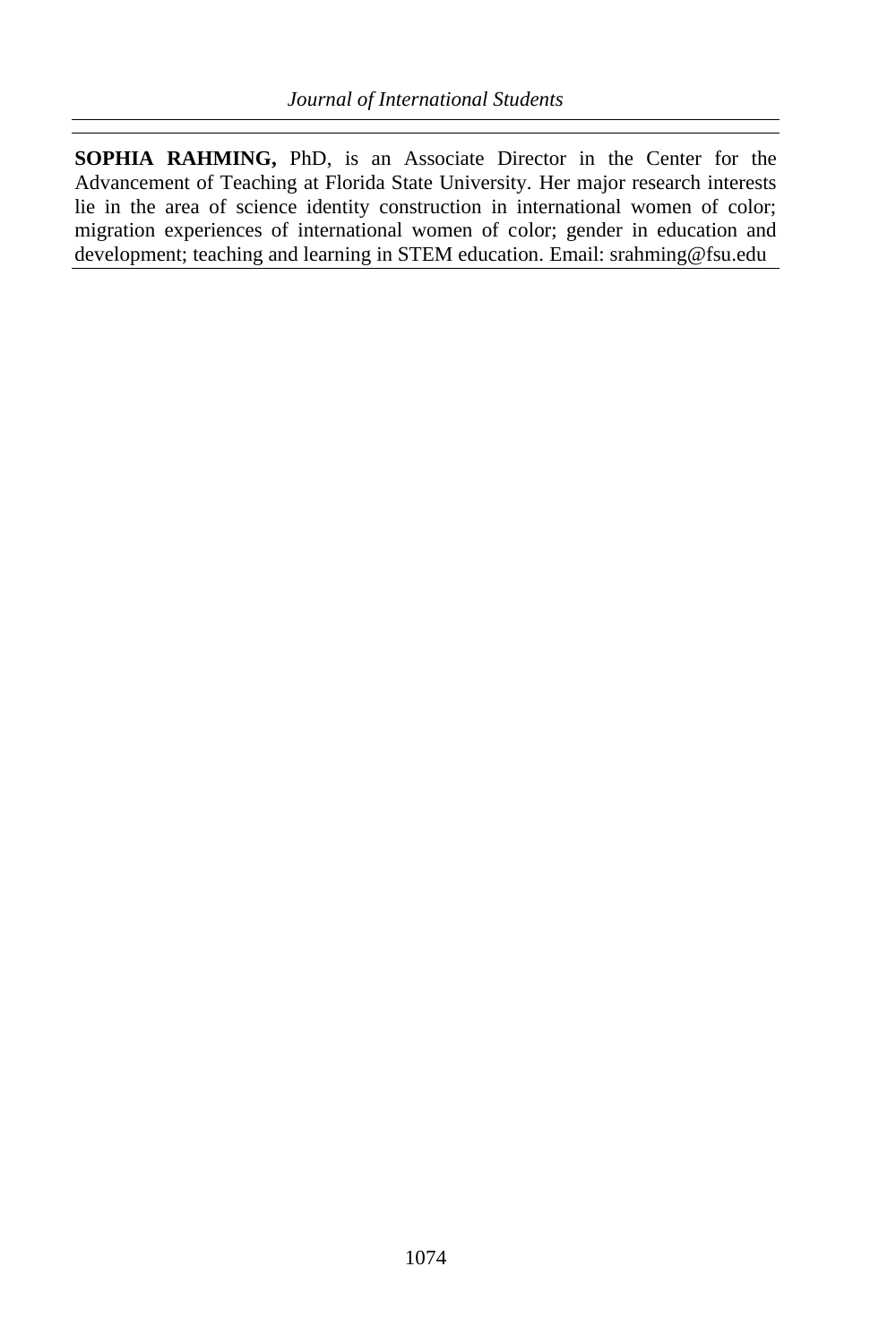**SOPHIA RAHMING,** PhD, is an Associate Director in the Center for the Advancement of Teaching at Florida State University. Her major research interests lie in the area of science identity construction in international women of color; migration experiences of international women of color; gender in education and development; teaching and learning in STEM education. Email: srahming@fsu.edu